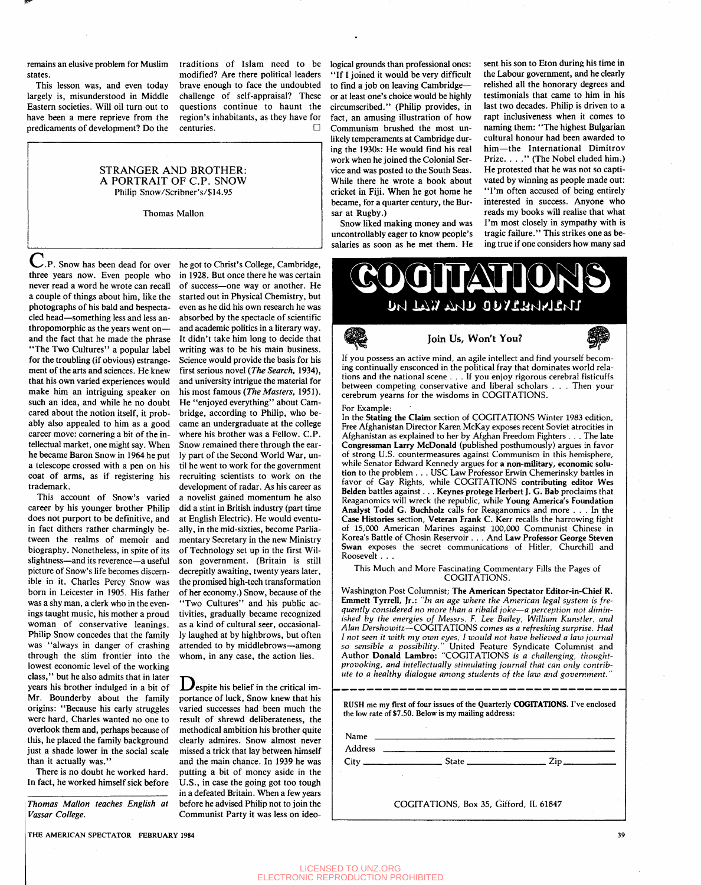remains an elusive problem for Muslim states.

This lesson was, and even today largely is, misunderstood in Middle Eastern societies. Will oil turn out to have been a mere reprieve from the predicaments of development? Do the traditions of Islam need to be modified? Are there political leaders brave enough to face the undoubted challenge of self-appraisal? These questions continue to haunt the region's inhabitants, as they have for centuries. □

## STRANGER AND BROTHER: A PORTRAIT OF C.P. SNOW

Philip Snow/Scribner's/$14.95

Thomas Mallon

C.P. Snow has been dead for over three years now. Even people who never read a word he wrote can recall a couple of things about him, like the photographs of his bald and bespectacled head—something less and less anthropomorphic as the years went on—and the fact that he made the phrase "The Two Cultures" a popular label for the troubling (if obvious) estrangement of the arts and sciences. He knew that his own varied experiences would make him an intriguing speaker on such an idea, and while he no doubt cared about the notion itself, it probably also appealed to him as a good career move: cornering a bit of the intellectual market, one might say. When he became Baron Snow in 1964 he put a telescope crossed with a pen on his coat of arms, as if registering his trademark.

This account of Snow's varied career by his younger brother Philip does not purport to be definitive, and in fact dithers rather charmingly between the realms of memoir and biography. Nonetheless, in spite of its slightness—and its reverence—a useful picture of Snow's life becomes discernible in it. Charles Percy Snow was born in Leicester in 1905. His father was a shy man, a clerk who in the evenings taught music, his mother a proud woman of conservative leanings. Philip Snow concedes that the family was "always in danger of crashing through the slim frontier into the lowest economic level of the working class," but he also admits that in later years his brother indulged in a bit of Mr. Bounderby about the family origins: "Because his early struggles were hard, Charles wanted no one to overlook them and, perhaps because of this, he placed the family background just a shade lower in the social scale than it actually was."

There is no doubt he worked hard. In fact, he worked himself sick before he got to Christ's College, Cambridge, in 1928. But once there he was certain of success—one way or another. He started out in Physical Chemistry, but even as he did his own research he was absorbed by the spectacle of scientific and academic politics in a literary way. It didn't take him long to decide that writing was to be his main business. Science would provide the basis for his first serious novel (*The Search*, 1934), and university intrigue the material for his most famous (*The Masters*, 1951). He "enjoyed everything" about Cambridge, according to Philip, who became an undergraduate at the college where his brother was a Fellow. C.P. Snow remained there through the early part of the Second World War, until he went to work for the government recruiting scientists to work on the development of radar. As his career as a novelist gained momentum he also did a stint in British industry (part time at English Electric). He would eventually, in the mid-sixties, become Parliamentary Secretary in the new Ministry of Technology set up in the first Wilson government. (Britain is still decrepitly awaiting, twenty years later, the promised high-tech transformation of her economy.) Snow, because of the "Two Cultures" and his public activities, gradually became recognized as a kind of cultural seer, occasionally laughed at by highbrows, but often attended to by middlebrows—among whom, in any case, the action lies.

Despite his belief in the critical importance of luck, Snow knew that his varied successes had been much the result of shrewd deliberateness, the methodical ambition his brother quite clearly admires. Snow almost never missed a trick that lay between himself and the main chance. In 1939 he was putting a bit of money aside in the U.S., in case the going got too tough in a defeated Britain. When a few years before he advised Philip not to join the Communist Party it was less on ideological grounds than professional ones: "If I joined it would be very difficult to find a job on leaving Cambridge—or at least one's choice would be highly circumscribed." (Philip provides, in fact, an amusing illustration of how Communism brushed the most unlikely temperaments at Cambridge during the 1930s: He would find his real work when he joined the Colonial Service and was posted to the South Seas. While there he wrote a book about cricket in Fiji. When he got home he became, for a quarter century, the Bursar at Rugby.)

Snow liked making money and was uncontrollably eager to know people's salaries as soon as he met them. He sent his son to Eton during his time in the Labour government, and he clearly relished all the honorary degrees and testimonials that came to him in his last two decades. Philip is driven to a rapt inclusiveness when it comes to naming them: "The highest Bulgarian cultural honour had been awarded to him—the International Dimitrov Prize. . . ." (The Nobel eluded him.) He protested that he was not so captivated by winning as people made out: "I'm often accused of being entirely interested in success. Anyone who reads my books will realise that what I'm most closely in sympathy with is tragic failure." This strikes one as being true if one considers how many sad

*Thomas Mallon teaches English at Vassar College.*

# COGITATIONS

## ON LAW AND GOVERNMENT

### Join Us, Won't You?

If you possess an active mind, an agile intellect and find yourself becoming continually ensconced in the political fray that dominates world relations and the national scene . . . If you enjoy rigorous cerebral fisticuffs between competing conservative and liberal scholars . . . Then your cerebrum yearns for the wisdoms in COGITATIONS.

For Example:
In the **Stating the Claim** section of COGITATIONS Winter 1983 edition, Free Afghanistan Director Karen McKay exposes recent Soviet atrocities in Afghanistan as explained to her by Afghan Freedom Fighters . . . The **late Congressman Larry McDonald** (published posthumously) argues in favor of strong U.S. countermeasures against Communism in this hemisphere, while Senator Edward Kennedy argues for **a non-military, economic solution** to the problem . . . USC Law Professor Erwin Chemerinsky battles in favor of Gay Rights, while COGITATIONS **contributing editor Wes Belden** battles against . . . **Keynes protege Herbert J. G. Bab** proclaims that Reaganomics will wreck the republic, while **Young America's Foundation Analyst Todd G. Buchholz** calls for Reaganomics and more . . . In the **Case Histories** section, **Veteran Frank C. Kerr** recalls the harrowing fight of 15,000 American Marines against 100,000 Communist Chinese in Korea's Battle of Chosin Reservoir . . . And **Law Professor George Steven Swan** exposes the secret communications of Hitler, Churchill and Roosevelt . . .

This Much and More Fascinating Commentary Fills the Pages of COGITATIONS.

Washington Post Columnist; **The American Spectator Editor-in-Chief R. Emmett Tyrrell, Jr.**: *"In an age where the American legal system is frequently considered no more than a ribald joke—a perception not diminished by the energies of Messrs. F. Lee Bailey, William Kunstler, and Alan Dershowitz—COGITATIONS comes as a refreshing surprise. Had I not seen it with my own eyes, I would not have believed a law journal so sensible a possibility."* United Feature Syndicate Columnist and Author **Donald Lambro**: *"COGITATIONS is a challenging, thought-provoking, and intellectually stimulating journal that can only contribute to a healthy dialogue among students of the law and government."*

RUSH me my first of four issues of the Quarterly **COGITATIONS**. I've enclosed the low rate of $7.50. Below is my mailing address:

Name ______________________
Address ______________________
City ____________ State ____________ Zip ________

COGITATIONS, Box 35, Gifford, IL 61847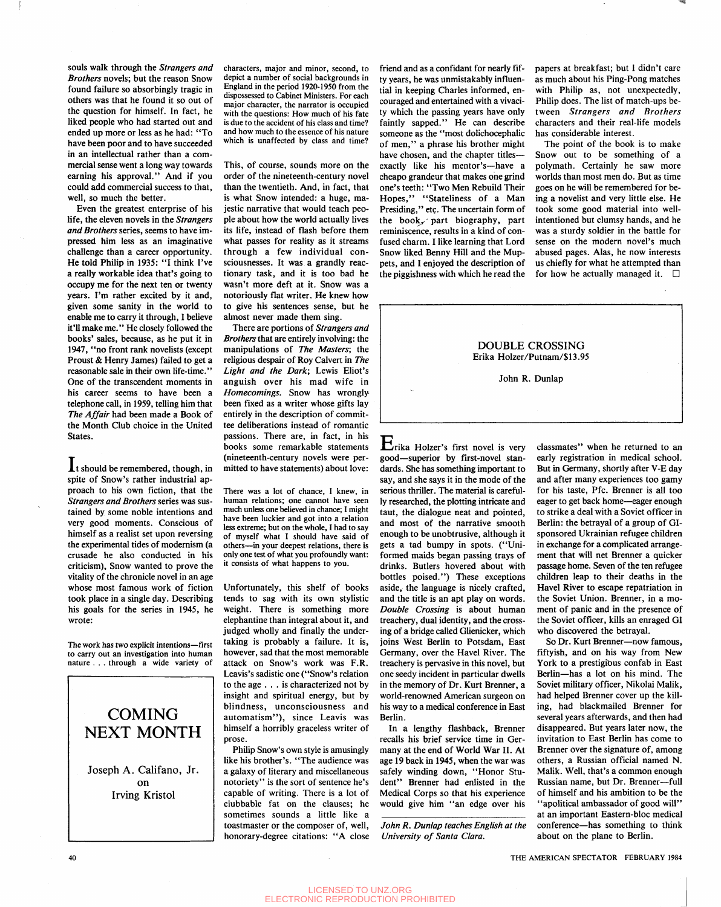souls walk through the *Strangers and Brothers* novels; but the reason Snow found failure so absorbingly tragic in others was that he found it so out of the question for himself. In fact, he liked people who had started out and ended up more or less as he had: "To have been poor and to have succeeded in an intellectual rather than a commercial sense went a long way towards earning his approval." And if you could add commercial success to that, well, so much the better.

Even the greatest enterprise of his life, the eleven novels in the *Strangers and Brothers* series, seems to have impressed him less as an imaginative challenge than a career opportunity. He told Philip in 1935: "I think I've a really workable idea that's going to occupy me for the next ten or twenty years. I'm rather excited by it and, given some sanity in the world to enable me to carry it through, I believe it'll make me." He closely followed the books' sales, because, as he put it in 1947, "no front rank novelists (except Proust & Henry James) failed to get a reasonable sale in their own life-time." One of the transcendent moments in his career seems to have been a telephone call, in 1959, telling him that *The Affair* had been made a Book of the Month Club choice in the United States.

It should be remembered, though, in spite of Snow's rather industrial approach to his own fiction, that the *Strangers and Brothers* series was sustained by some noble intentions and very good moments. Conscious of himself as a realist set upon reversing the experimental tides of modernism (a crusade he also conducted in his criticism), Snow wanted to prove the vitality of the chronicle novel in an age whose most famous work of fiction took place in a single day. Describing his goals for the series in 1945, he wrote:

> The work has two explicit intentions—first to carry out an investigation into human nature . . . through a wide variety of characters, major and minor, second, to depict a number of social backgrounds in England in the period 1920-1950 from the dispossessed to Cabinet Ministers. For each major character, the narrator is occupied with the questions: How much of his fate is due to the accident of his class and time? and how much to the essence of his nature which is unaffected by class and time?

This, of course, sounds more on the order of the nineteenth-century novel than the twentieth. And, in fact, that is what Snow intended: a huge, majestic narrative that would teach people about how the world actually lives its life, instead of flash before them what passes for reality as it streams through a few individual consciousnesses. It was a grandly reactionary task, and it is too bad he wasn't more deft at it. Snow was a notoriously flat writer. He knew how to give his sentences sense, but he almost never made them sing.

There are portions of *Strangers and Brothers* that are entirely involving: the manipulations of *The Masters*; the religious despair of Roy Calvert in *The Light and the Dark*; Lewis Eliot's anguish over his mad wife in *Homecomings*. Snow has wrongly been fixed as a writer whose gifts lay entirely in the description of committee deliberations instead of romantic passions. There are, in fact, in his books some remarkable statements (nineteenth-century novels were permitted to have statements) about love:

> There was a lot of chance, I knew, in human relations; one cannot have seen much unless one believed in chance; I might have been luckier and got into a relation less extreme; but on the whole, I had to say of myself what I should have said of others—in your deepest relations, there is only one test of what you profoundly want: it consists of what happens to you.

Unfortunately, this shelf of books tends to sag with its own stylistic weight. There is something more elephantine than integral about it, and judged wholly and finally the undertaking is probably a failure. It is, however, sad that the most memorable attack on Snow's work was F.R. Leavis's sadistic one ("Snow's relation to the age . . . is characterized not by insight and spiritual energy, but by blindness, unconsciousness and automatism"), since Leavis was himself a horribly graceless writer of prose.

Philip Snow's own style is amusingly like his brother's. "The audience was a galaxy of literary and miscellaneous notoriety" is the sort of sentence he's capable of writing. There is a lot of clubbable fat on the clauses; he sometimes sounds a little like a toastmaster or the composer of, well, honorary-degree citations: "A close friend and as a confidant for nearly fifty years, he was unmistakably influential in keeping Charles informed, encouraged and entertained with a vivacity which the passing years have only faintly sapped." He can describe someone as the "most dolichocephalic of men," a phrase his brother might have chosen, and the chapter titles—exactly like his mentor's—have a cheapo grandeur that makes one grind one's teeth: "Two Men Rebuild Their Hopes," "Stateliness of a Man Presiding," etc. The uncertain form of the book, part biography, part reminiscence, results in a kind of confused charm. I like learning that Lord Snow liked Benny Hill and the Muppets, and I enjoyed the description of the piggishness with which he read the papers at breakfast; but I didn't care as much about his Ping-Pong matches with Philip as, not unexpectedly, Philip does. The list of match-ups between *Strangers and Brothers* characters and their real-life models has considerable interest.

The point of the book is to make Snow out to be something of a polymath. Certainly he saw more worlds than most men do. But as time goes on he will be remembered for being a novelist and very little else. He took some good material into well-intentioned but clumsy hands, and he was a sturdy soldier in the battle for sense on the modern novel's much abused pages. Alas, he now interests us chiefly for what he attempted than for how he actually managed it. □

**COMING NEXT MONTH**

Joseph A. Califano, Jr.
on
Irving Kristol

---

## DOUBLE CROSSING

Erika Holzer/Putnam/$13.95

John R. Dunlap

Erika Holzer's first novel is very good—superior by first-novel standards. She has something important to say, and she says it in the mode of the serious thriller. The material is carefully researched, the plotting intricate and taut, the dialogue neat and pointed, and most of the narrative smooth enough to be unobtrusive, although it gets a tad bumpy in spots. ("Uniformed maids began passing trays of drinks. Butlers hovered about with bottles poised.") These exceptions aside, the language is nicely crafted, and the title is an apt play on words. *Double Crossing* is about human treachery, dual identity, and the crossing of a bridge called Glienicker, which joins West Berlin to Potsdam, East Germany, over the Havel River. The treachery is pervasive in this novel, but one seedy incident in particular dwells in the memory of Dr. Kurt Brenner, a world-renowned American surgeon on his way to a medical conference in East Berlin.

In a lengthy flashback, Brenner recalls his brief service time in Germany at the end of World War II. At age 19 back in 1945, when the war was safely winding down, "Honor Student" Brenner had enlisted in the Medical Corps so that his experience would give him "an edge over his classmates" when he returned to an early registration in medical school. But in Germany, shortly after V-E day and after many experiences too gamy for his taste, Pfc. Brenner is all too eager to get back home—eager enough to strike a deal with a Soviet officer in Berlin: the betrayal of a group of GI-sponsored Ukrainian refugee children in exchange for a complicated arrangement that will net Brenner a quicker passage home. Seven of the ten refugee children leap to their deaths in the Havel River to escape repatriation in the Soviet Union. Brenner, in a moment of panic and in the presence of the Soviet officer, kills an enraged GI who discovered the betrayal.

So Dr. Kurt Brenner—now famous, fiftyish, and on his way from New York to a prestigious confab in East Berlin—has a lot on his mind. The Soviet military officer, Nikolai Malik, had helped Brenner cover up the killing, had blackmailed Brenner for several years afterwards, and then had disappeared. But years later now, the invitation to East Berlin has come to Brenner over the signature of, among others, a Russian official named N. Malik. Well, that's a common enough Russian name, but Dr. Brenner—full of himself and his ambition to be the "apolitical ambassador of good will" at an important Eastern-bloc medical conference—has something to think about on the plane to Berlin.

*John R. Dunlap teaches English at the University of Santa Clara.*